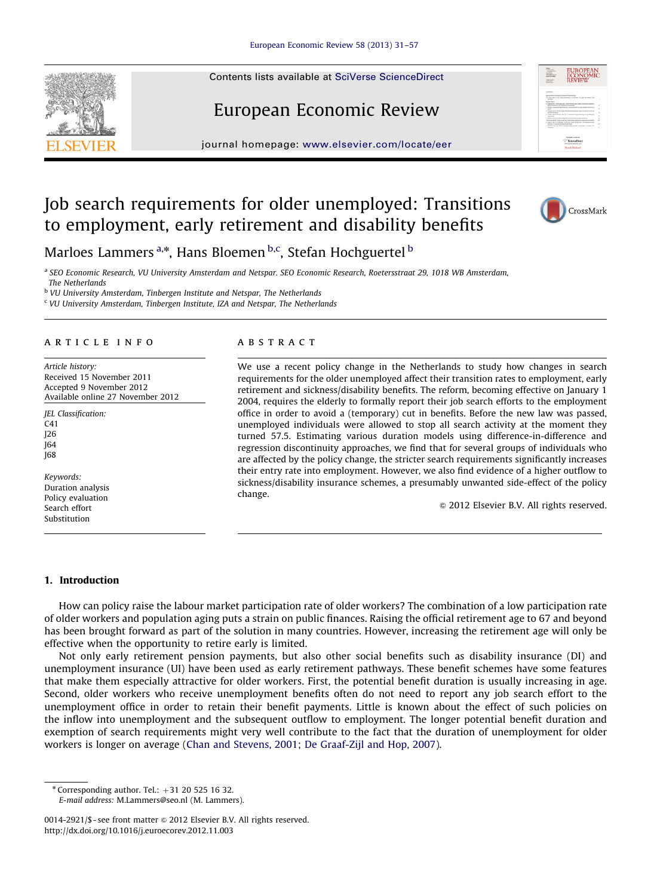# Job search requirements for older unemployed: Transitions to employment, early retirement and disability benefits

Marloes Lammers [a,*], Hans Bloemen [b,c], Stefan Hochguertel [b]

[a] SEO Economic Research, VU University Amsterdam and Netspar. SEO Economic Research, Roetersstraat 29, 1018 WB Amsterdam, The Netherlands

[b] VU University Amsterdam, Tinbergen Institute and Netspar, The Netherlands

[c] VU University Amsterdam, Tinbergen Institute, IZA and Netspar, The Netherlands

## ARTICLE INFO

*Article history:*
Received 15 November 2011
Accepted 9 November 2012
Available online 27 November 2012

*JEL Classification:*
C41
J26
J64
J68

*Keywords:*
Duration analysis
Policy evaluation
Search effort
Substitution

## ABSTRACT

We use a recent policy change in the Netherlands to study how changes in search requirements for the older unemployed affect their transition rates to employment, early retirement and sickness/disability benefits. The reform, becoming effective on January 1 2004, requires the elderly to formally report their job search efforts to the employment office in order to avoid a (temporary) cut in benefits. Before the new law was passed, unemployed individuals were allowed to stop all search activity at the moment they turned 57.5. Estimating various duration models using difference-in-difference and regression discontinuity approaches, we find that for several groups of individuals who are affected by the policy change, the stricter search requirements significantly increases their entry rate into employment. However, we also find evidence of a higher outflow to sickness/disability insurance schemes, a presumably unwanted side-effect of the policy change.

© 2012 Elsevier B.V. All rights reserved.

## 1. Introduction

How can policy raise the labour market participation rate of older workers? The combination of a low participation rate of older workers and population aging puts a strain on public finances. Raising the official retirement age to 67 and beyond has been brought forward as part of the solution in many countries. However, increasing the retirement age will only be effective when the opportunity to retire early is limited.

Not only early retirement pension payments, but also other social benefits such as disability insurance (DI) and unemployment insurance (UI) have been used as early retirement pathways. These benefit schemes have some features that make them especially attractive for older workers. First, the potential benefit duration is usually increasing in age. Second, older workers who receive unemployment benefits often do not need to report any job search effort to the unemployment office in order to retain their benefit payments. Little is known about the effect of such policies on the inflow into unemployment and the subsequent outflow to employment. The longer potential benefit duration and exemption of search requirements might very well contribute to the fact that the duration of unemployment for older workers is longer on average (Chan and Stevens, 2001; De Graaf-Zijl and Hop, 2007).

* Corresponding author. Tel.: +31 20 525 16 32.
*E-mail address:* M.Lammers@seo.nl (M. Lammers).

0014-2921/$ - see front matter © 2012 Elsevier B.V. All rights reserved.
http://dx.doi.org/10.1016/j.euroecorev.2012.11.003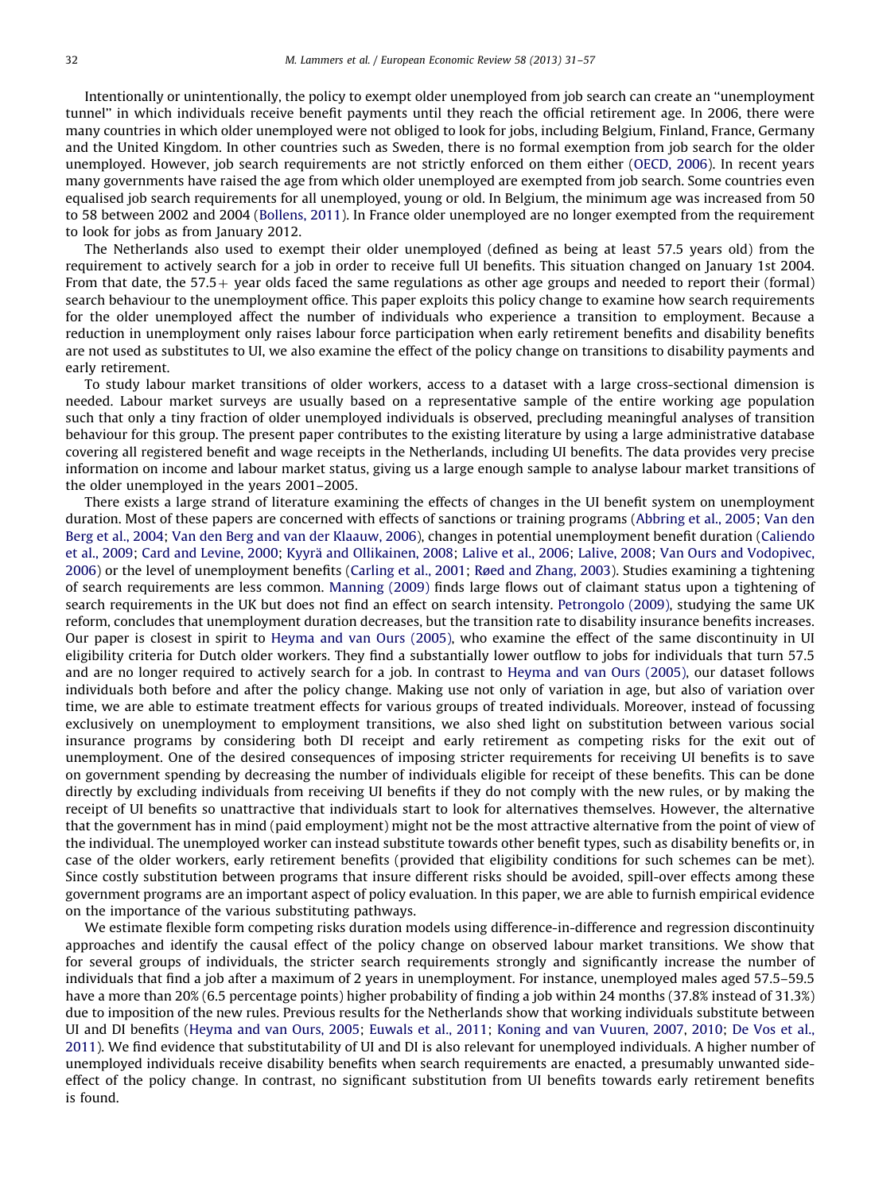Intentionally or unintentionally, the policy to exempt older unemployed from job search can create an ''unemployment tunnel'' in which individuals receive benefit payments until they reach the official retirement age. In 2006, there were many countries in which older unemployed were not obliged to look for jobs, including Belgium, Finland, France, Germany and the United Kingdom. In other countries such as Sweden, there is no formal exemption from job search for the older unemployed. However, job search requirements are not strictly enforced on them either (OECD, 2006). In recent years many governments have raised the age from which older unemployed are exempted from job search. Some countries even equalised job search requirements for all unemployed, young or old. In Belgium, the minimum age was increased from 50 to 58 between 2002 and 2004 (Bollens, 2011). In France older unemployed are no longer exempted from the requirement to look for jobs as from January 2012.

The Netherlands also used to exempt their older unemployed (defined as being at least 57.5 years old) from the requirement to actively search for a job in order to receive full UI benefits. This situation changed on January 1st 2004. From that date, the 57.5+ year olds faced the same regulations as other age groups and needed to report their (formal) search behaviour to the unemployment office. This paper exploits this policy change to examine how search requirements for the older unemployed affect the number of individuals who experience a transition to employment. Because a reduction in unemployment only raises labour force participation when early retirement benefits and disability benefits are not used as substitutes to UI, we also examine the effect of the policy change on transitions to disability payments and early retirement.

To study labour market transitions of older workers, access to a dataset with a large cross-sectional dimension is needed. Labour market surveys are usually based on a representative sample of the entire working age population such that only a tiny fraction of older unemployed individuals is observed, precluding meaningful analyses of transition behaviour for this group. The present paper contributes to the existing literature by using a large administrative database covering all registered benefit and wage receipts in the Netherlands, including UI benefits. The data provides very precise information on income and labour market status, giving us a large enough sample to analyse labour market transitions of the older unemployed in the years 2001–2005.

There exists a large strand of literature examining the effects of changes in the UI benefit system on unemployment duration. Most of these papers are concerned with effects of sanctions or training programs (Abbring et al., 2005; Van den Berg et al., 2004; Van den Berg and van der Klaauw, 2006), changes in potential unemployment benefit duration (Caliendo et al., 2009; Card and Levine, 2000; Kyyrä and Ollikainen, 2008; Lalive et al., 2006; Lalive, 2008; Van Ours and Vodopivec, 2006) or the level of unemployment benefits (Carling et al., 2001; Røed and Zhang, 2003). Studies examining a tightening of search requirements are less common. Manning (2009) finds large flows out of claimant status upon a tightening of search requirements in the UK but does not find an effect on search intensity. Petrongolo (2009), studying the same UK reform, concludes that unemployment duration decreases, but the transition rate to disability insurance benefits increases. Our paper is closest in spirit to Heyma and van Ours (2005), who examine the effect of the same discontinuity in UI eligibility criteria for Dutch older workers. They find a substantially lower outflow to jobs for individuals that turn 57.5 and are no longer required to actively search for a job. In contrast to Heyma and van Ours (2005), our dataset follows individuals both before and after the policy change. Making use not only of variation in age, but also of variation over time, we are able to estimate treatment effects for various groups of treated individuals. Moreover, instead of focussing exclusively on unemployment to employment transitions, we also shed light on substitution between various social insurance programs by considering both DI receipt and early retirement as competing risks for the exit out of unemployment. One of the desired consequences of imposing stricter requirements for receiving UI benefits is to save on government spending by decreasing the number of individuals eligible for receipt of these benefits. This can be done directly by excluding individuals from receiving UI benefits if they do not comply with the new rules, or by making the receipt of UI benefits so unattractive that individuals start to look for alternatives themselves. However, the alternative that the government has in mind (paid employment) might not be the most attractive alternative from the point of view of the individual. The unemployed worker can instead substitute towards other benefit types, such as disability benefits or, in case of the older workers, early retirement benefits (provided that eligibility conditions for such schemes can be met). Since costly substitution between programs that insure different risks should be avoided, spill-over effects among these government programs are an important aspect of policy evaluation. In this paper, we are able to furnish empirical evidence on the importance of the various substituting pathways.

We estimate flexible form competing risks duration models using difference-in-difference and regression discontinuity approaches and identify the causal effect of the policy change on observed labour market transitions. We show that for several groups of individuals, the stricter search requirements strongly and significantly increase the number of individuals that find a job after a maximum of 2 years in unemployment. For instance, unemployed males aged 57.5–59.5 have a more than 20% (6.5 percentage points) higher probability of finding a job within 24 months (37.8% instead of 31.3%) due to imposition of the new rules. Previous results for the Netherlands show that working individuals substitute between UI and DI benefits (Heyma and van Ours, 2005; Euwals et al., 2011; Koning and van Vuuren, 2007, 2010; De Vos et al., 2011). We find evidence that substitutability of UI and DI is also relevant for unemployed individuals. A higher number of unemployed individuals receive disability benefits when search requirements are enacted, a presumably unwanted side-effect of the policy change. In contrast, no significant substitution from UI benefits towards early retirement benefits is found.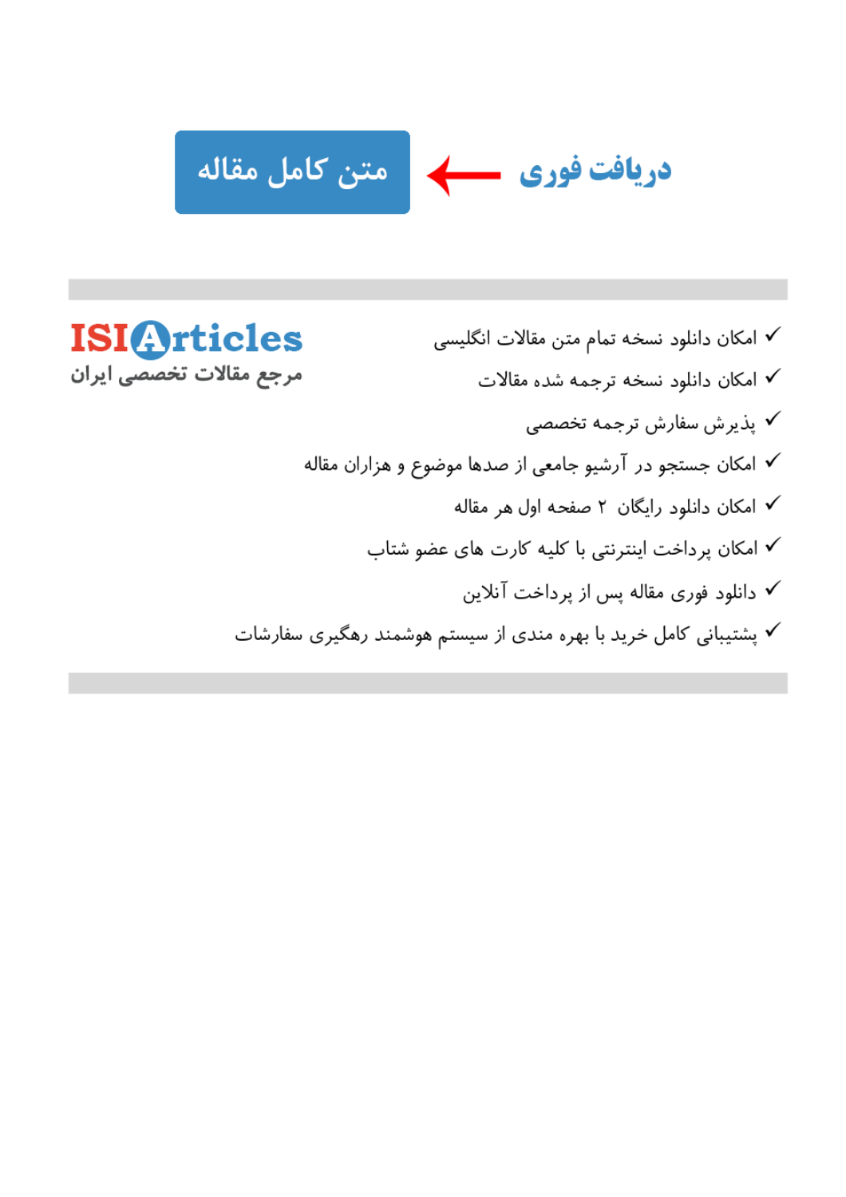دریافت فوری ← متن کامل مقاله

ISIArticles
مرجع مقالات تخصصی ایران

- ✓ امکان دانلود نسخه تمام متن مقالات انگلیسی
- ✓ امکان دانلود نسخه ترجمه شده مقالات
- ✓ پذیرش سفارش ترجمه تخصصی
- ✓ امکان جستجو در آرشیو جامعی از صدها موضوع و هزاران مقاله
- ✓ امکان دانلود رایگان ۲ صفحه اول هر مقاله
- ✓ امکان پرداخت اینترنتی با کلیه کارت های عضو شتاب
- ✓ دانلود فوری مقاله پس از پرداخت آنلاین
- ✓ پشتیبانی کامل خرید با بهره مندی از سیستم هوشمند رهگیری سفارشات